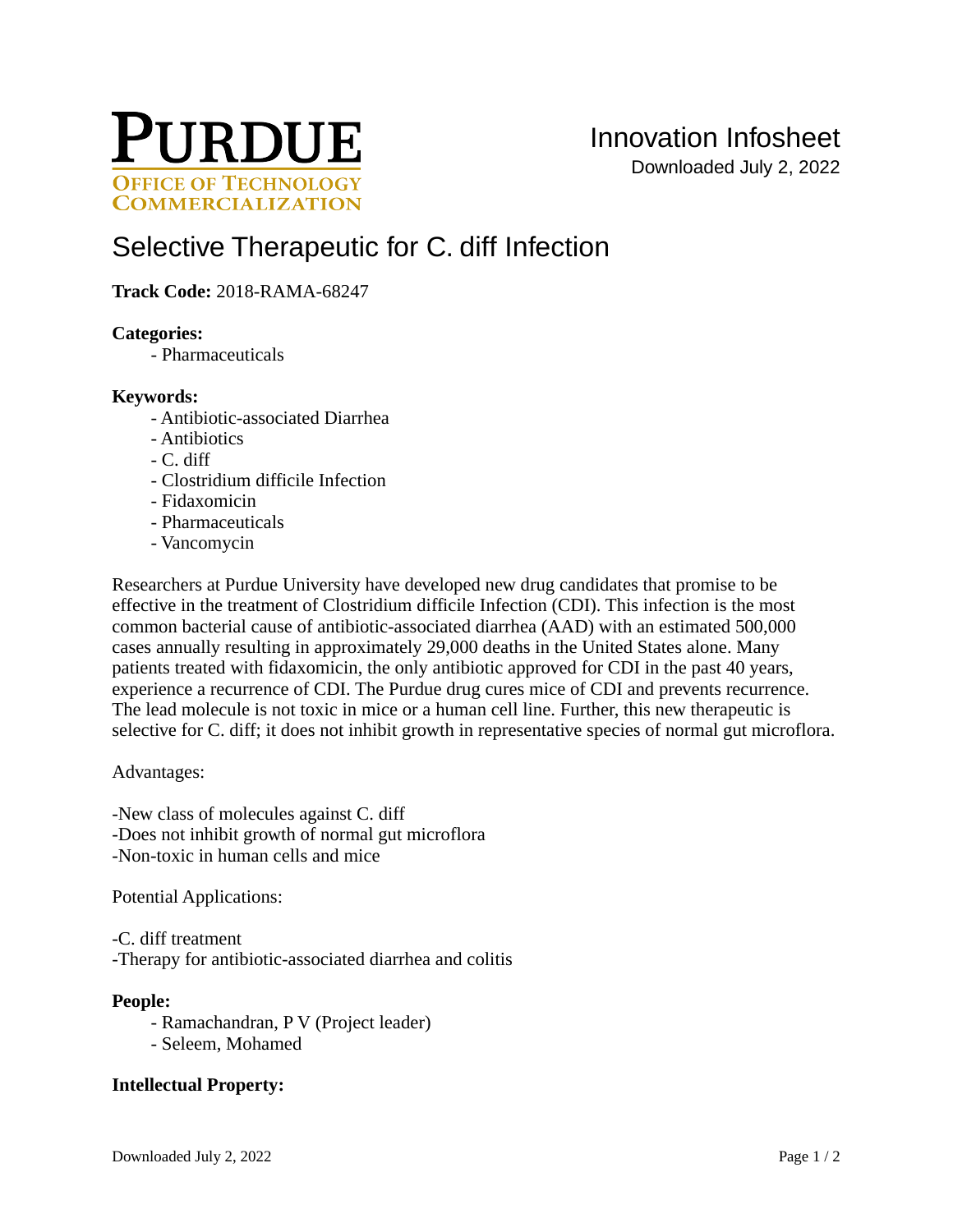**PURDUE**
**OFFICE OF TECHNOLOGY COMMERCIALIZATION**

Innovation Infosheet

Downloaded July 2, 2022

# Selective Therapeutic for C. diff Infection

**Track Code:** 2018-RAMA-68247

**Categories:**

- Pharmaceuticals

**Keywords:**

- Antibiotic-associated Diarrhea
- Antibiotics
- C. diff
- Clostridium difficile Infection
- Fidaxomicin
- Pharmaceuticals
- Vancomycin

Researchers at Purdue University have developed new drug candidates that promise to be effective in the treatment of Clostridium difficile Infection (CDI). This infection is the most common bacterial cause of antibiotic-associated diarrhea (AAD) with an estimated 500,000 cases annually resulting in approximately 29,000 deaths in the United States alone. Many patients treated with fidaxomicin, the only antibiotic approved for CDI in the past 40 years, experience a recurrence of CDI. The Purdue drug cures mice of CDI and prevents recurrence. The lead molecule is not toxic in mice or a human cell line. Further, this new therapeutic is selective for C. diff; it does not inhibit growth in representative species of normal gut microflora.

Advantages:

-New class of molecules against C. diff
-Does not inhibit growth of normal gut microflora
-Non-toxic in human cells and mice

Potential Applications:

-C. diff treatment
-Therapy for antibiotic-associated diarrhea and colitis

**People:**

- Ramachandran, P V (Project leader)
- Seleem, Mohamed

**Intellectual Property:**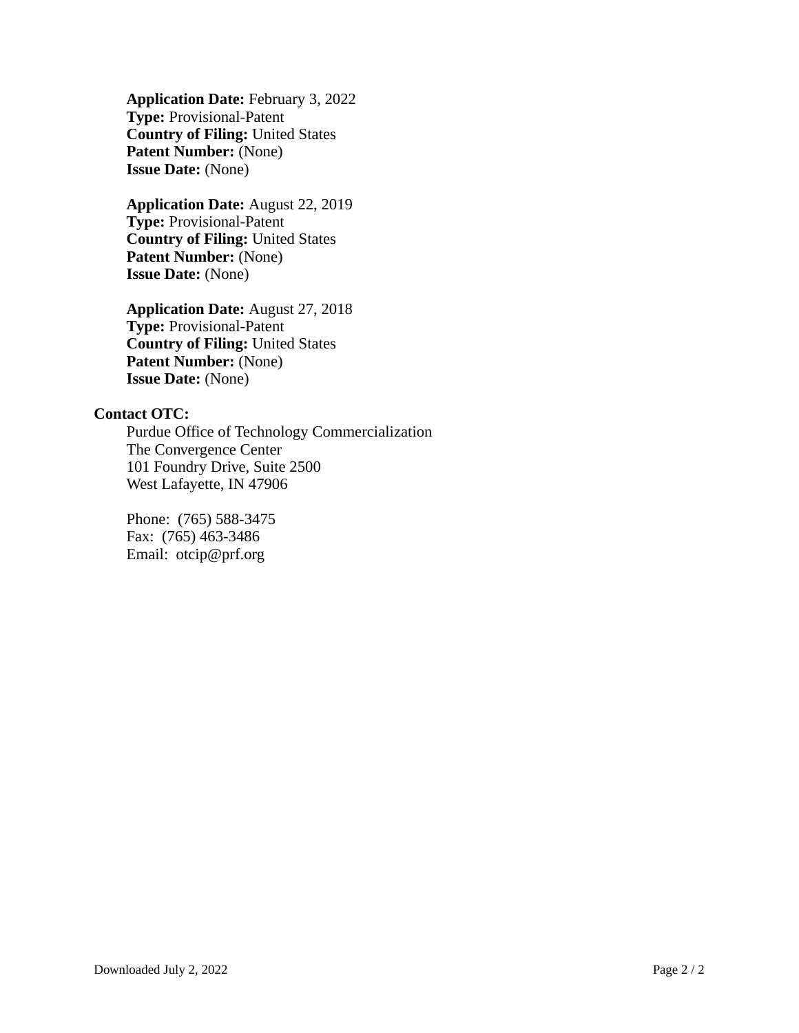**Application Date:** February 3, 2022
**Type:** Provisional-Patent
**Country of Filing:** United States
**Patent Number:** (None)
**Issue Date:** (None)

**Application Date:** August 22, 2019
**Type:** Provisional-Patent
**Country of Filing:** United States
**Patent Number:** (None)
**Issue Date:** (None)

**Application Date:** August 27, 2018
**Type:** Provisional-Patent
**Country of Filing:** United States
**Patent Number:** (None)
**Issue Date:** (None)

**Contact OTC:**

Purdue Office of Technology Commercialization
The Convergence Center
101 Foundry Drive, Suite 2500
West Lafayette, IN 47906

Phone: (765) 588-3475
Fax: (765) 463-3486
Email: otcip@prf.org

Downloaded July 2, 2022